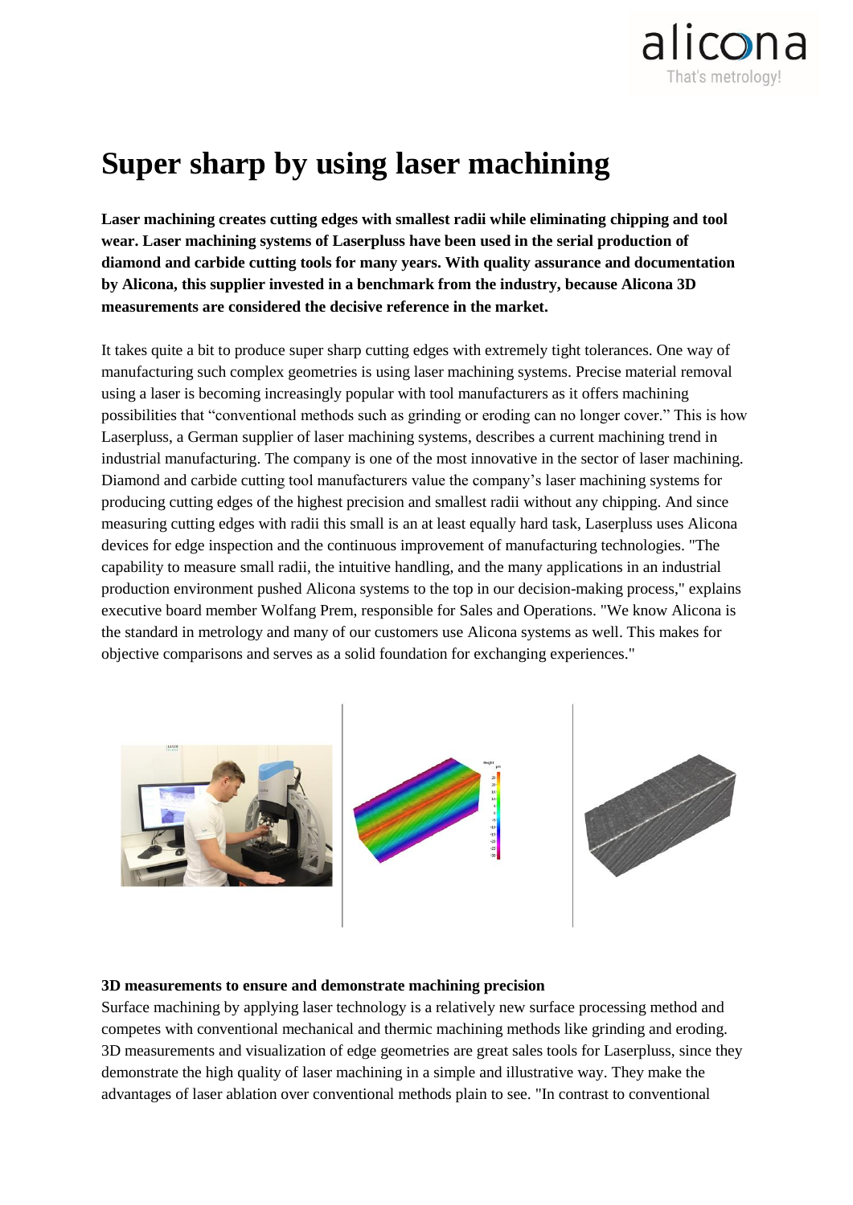# Super sharp by using laser machining

**Laser machining creates cutting edges with smallest radii while eliminating chipping and tool wear. Laser machining systems of Laserpluss have been used in the serial production of diamond and carbide cutting tools for many years. With quality assurance and documentation by Alicona, this supplier invested in a benchmark from the industry, because Alicona 3D measurements are considered the decisive reference in the market.**

It takes quite a bit to produce super sharp cutting edges with extremely tight tolerances. One way of manufacturing such complex geometries is using laser machining systems. Precise material removal using a laser is becoming increasingly popular with tool manufacturers as it offers machining possibilities that "conventional methods such as grinding or eroding can no longer cover." This is how Laserpluss, a German supplier of laser machining systems, describes a current machining trend in industrial manufacturing. The company is one of the most innovative in the sector of laser machining. Diamond and carbide cutting tool manufacturers value the company's laser machining systems for producing cutting edges of the highest precision and smallest radii without any chipping. And since measuring cutting edges with radii this small is an at least equally hard task, Laserpluss uses Alicona devices for edge inspection and the continuous improvement of manufacturing technologies. "The capability to measure small radii, the intuitive handling, and the many applications in an industrial production environment pushed Alicona systems to the top in our decision-making process," explains executive board member Wolfang Prem, responsible for Sales and Operations. "We know Alicona is the standard in metrology and many of our customers use Alicona systems as well. This makes for objective comparisons and serves as a solid foundation for exchanging experiences."

### 3D measurements to ensure and demonstrate machining precision

Surface machining by applying laser technology is a relatively new surface processing method and competes with conventional mechanical and thermic machining methods like grinding and eroding. 3D measurements and visualization of edge geometries are great sales tools for Laserpluss, since they demonstrate the high quality of laser machining in a simple and illustrative way. They make the advantages of laser ablation over conventional methods plain to see. "In contrast to conventional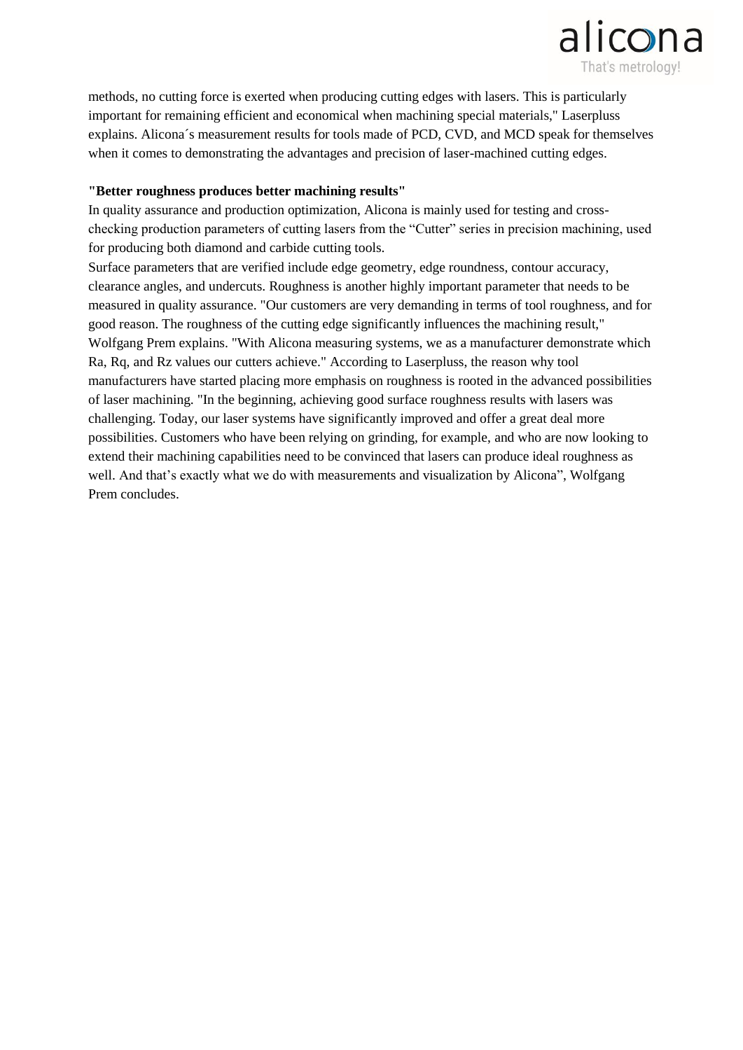methods, no cutting force is exerted when producing cutting edges with lasers. This is particularly important for remaining efficient and economical when machining special materials," Laserpluss explains. Alicona´s measurement results for tools made of PCD, CVD, and MCD speak for themselves when it comes to demonstrating the advantages and precision of laser-machined cutting edges.

**"Better roughness produces better machining results"**

In quality assurance and production optimization, Alicona is mainly used for testing and cross-checking production parameters of cutting lasers from the "Cutter" series in precision machining, used for producing both diamond and carbide cutting tools.

Surface parameters that are verified include edge geometry, edge roundness, contour accuracy, clearance angles, and undercuts. Roughness is another highly important parameter that needs to be measured in quality assurance. "Our customers are very demanding in terms of tool roughness, and for good reason. The roughness of the cutting edge significantly influences the machining result," Wolfgang Prem explains. "With Alicona measuring systems, we as a manufacturer demonstrate which Ra, Rq, and Rz values our cutters achieve." According to Laserpluss, the reason why tool manufacturers have started placing more emphasis on roughness is rooted in the advanced possibilities of laser machining. "In the beginning, achieving good surface roughness results with lasers was challenging. Today, our laser systems have significantly improved and offer a great deal more possibilities. Customers who have been relying on grinding, for example, and who are now looking to extend their machining capabilities need to be convinced that lasers can produce ideal roughness as well. And that's exactly what we do with measurements and visualization by Alicona", Wolfgang Prem concludes.